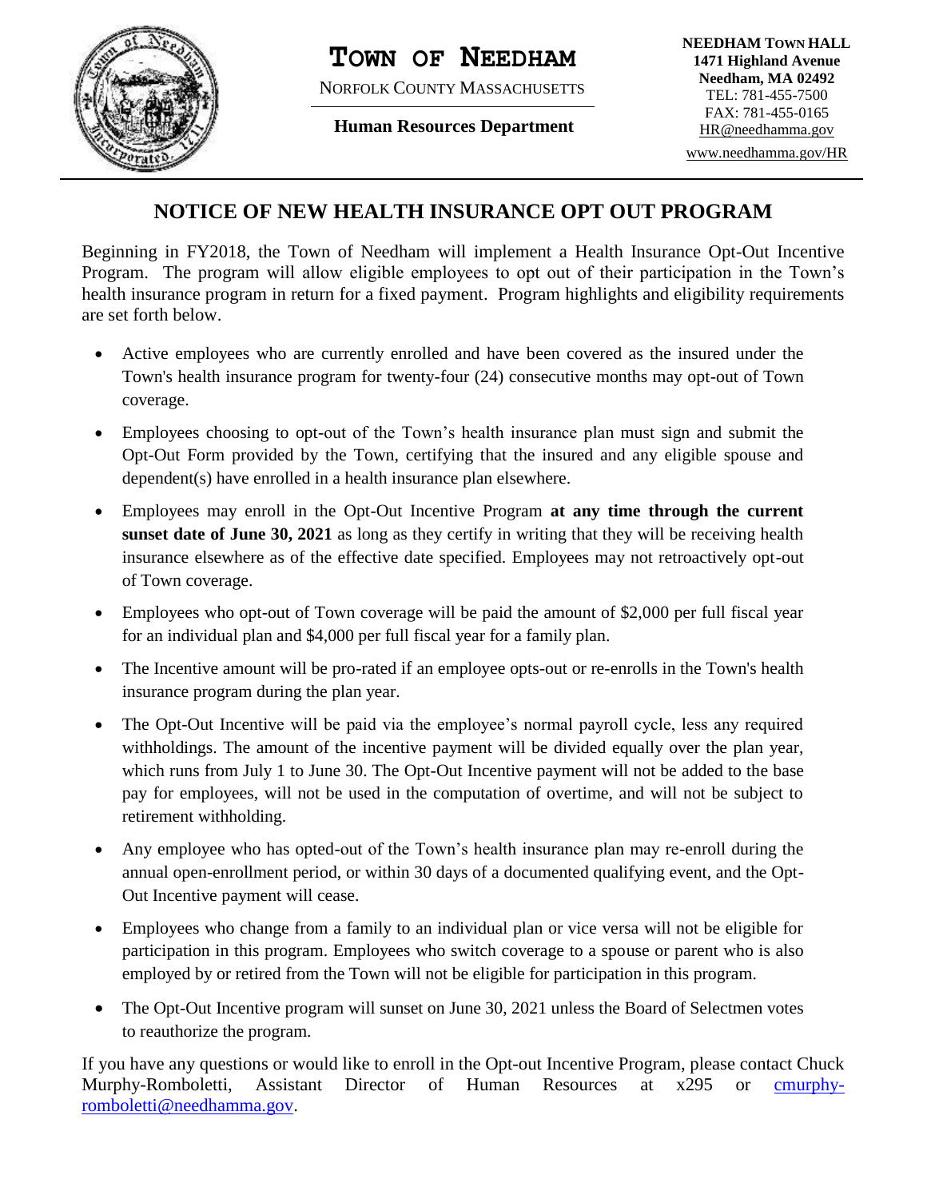# TOWN OF NEEDHAM

NORFOLK COUNTY MASSACHUSETTS

**Human Resources Department**

**NEEDHAM TOWN HALL**
**1471 Highland Avenue**
**Needham, MA 02492**
TEL: 781-455-7500
FAX: 781-455-0165
HR@needhamma.gov
www.needhamma.gov/HR

## NOTICE OF NEW HEALTH INSURANCE OPT OUT PROGRAM

Beginning in FY2018, the Town of Needham will implement a Health Insurance Opt-Out Incentive Program. The program will allow eligible employees to opt out of their participation in the Town's health insurance program in return for a fixed payment. Program highlights and eligibility requirements are set forth below.

- Active employees who are currently enrolled and have been covered as the insured under the Town's health insurance program for twenty-four (24) consecutive months may opt-out of Town coverage.
- Employees choosing to opt-out of the Town's health insurance plan must sign and submit the Opt-Out Form provided by the Town, certifying that the insured and any eligible spouse and dependent(s) have enrolled in a health insurance plan elsewhere.
- Employees may enroll in the Opt-Out Incentive Program **at any time through the current sunset date of June 30, 2021** as long as they certify in writing that they will be receiving health insurance elsewhere as of the effective date specified. Employees may not retroactively opt-out of Town coverage.
- Employees who opt-out of Town coverage will be paid the amount of $2,000 per full fiscal year for an individual plan and $4,000 per full fiscal year for a family plan.
- The Incentive amount will be pro-rated if an employee opts-out or re-enrolls in the Town's health insurance program during the plan year.
- The Opt-Out Incentive will be paid via the employee's normal payroll cycle, less any required withholdings. The amount of the incentive payment will be divided equally over the plan year, which runs from July 1 to June 30. The Opt-Out Incentive payment will not be added to the base pay for employees, will not be used in the computation of overtime, and will not be subject to retirement withholding.
- Any employee who has opted-out of the Town's health insurance plan may re-enroll during the annual open-enrollment period, or within 30 days of a documented qualifying event, and the Opt-Out Incentive payment will cease.
- Employees who change from a family to an individual plan or vice versa will not be eligible for participation in this program. Employees who switch coverage to a spouse or parent who is also employed by or retired from the Town will not be eligible for participation in this program.
- The Opt-Out Incentive program will sunset on June 30, 2021 unless the Board of Selectmen votes to reauthorize the program.

If you have any questions or would like to enroll in the Opt-out Incentive Program, please contact Chuck Murphy-Romboletti, Assistant Director of Human Resources at x295 or cmurphy-romboletti@needhamma.gov.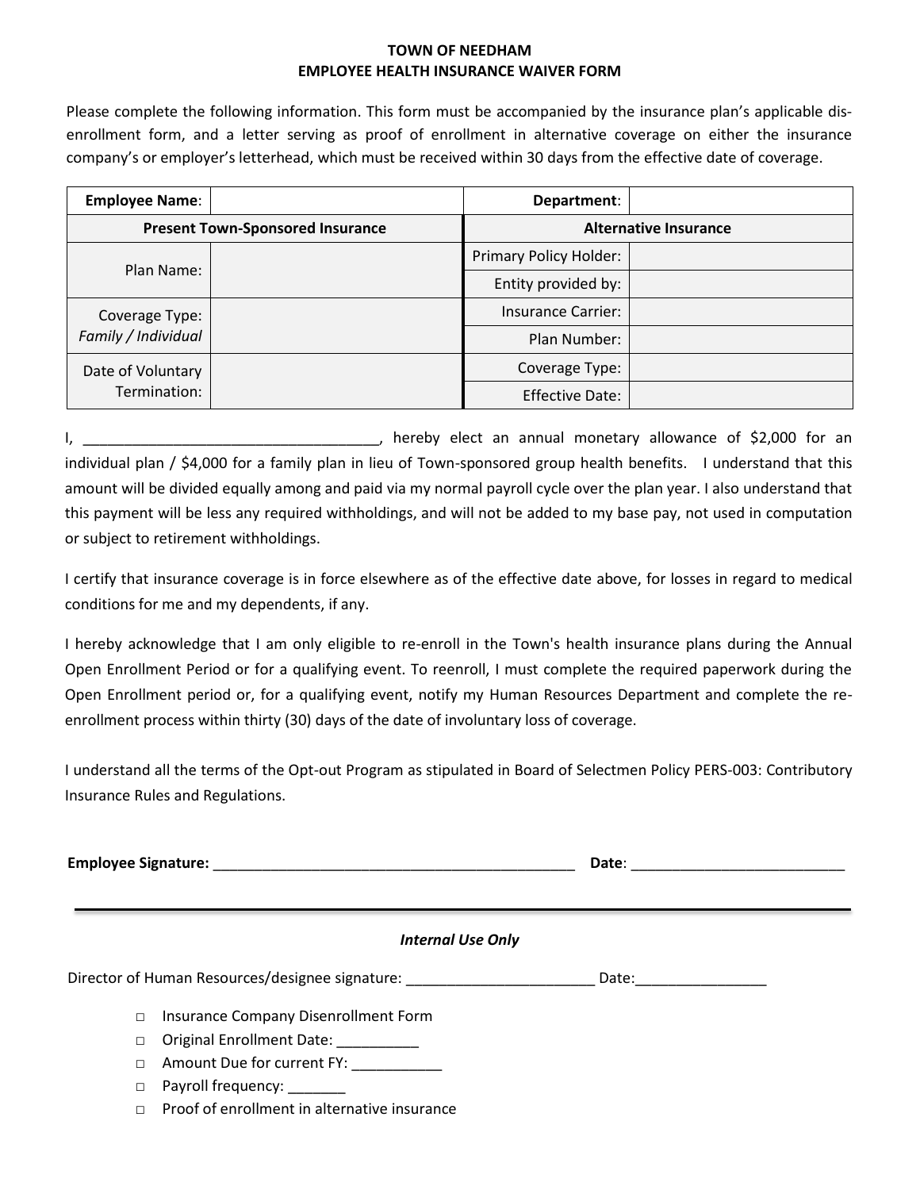**TOWN OF NEEDHAM**
**EMPLOYEE HEALTH INSURANCE WAIVER FORM**

Please complete the following information. This form must be accompanied by the insurance plan's applicable dis-enrollment form, and a letter serving as proof of enrollment in alternative coverage on either the insurance company's or employer's letterhead, which must be received within 30 days from the effective date of coverage.

| | | | |
|---|---|---|---|
| **Employee Name**: | | **Department**: | |
| **Present Town-Sponsored Insurance** | | **Alternative Insurance** | |
| Plan Name: | | Primary Policy Holder: | |
| | | Entity provided by: | |
| Coverage Type: *Family / Individual* | | Insurance Carrier: | |
| | | Plan Number: | |
| Date of Voluntary Termination: | | Coverage Type: | |
| | | Effective Date: | |

I, ____________________________________, hereby elect an annual monetary allowance of $2,000 for an individual plan / $4,000 for a family plan in lieu of Town-sponsored group health benefits. I understand that this amount will be divided equally among and paid via my normal payroll cycle over the plan year. I also understand that this payment will be less any required withholdings, and will not be added to my base pay, not used in computation or subject to retirement withholdings.

I certify that insurance coverage is in force elsewhere as of the effective date above, for losses in regard to medical conditions for me and my dependents, if any.

I hereby acknowledge that I am only eligible to re-enroll in the Town's health insurance plans during the Annual Open Enrollment Period or for a qualifying event. To reenroll, I must complete the required paperwork during the Open Enrollment period or, for a qualifying event, notify my Human Resources Department and complete the re-enrollment process within thirty (30) days of the date of involuntary loss of coverage.

I understand all the terms of the Opt-out Program as stipulated in Board of Selectmen Policy PERS-003: Contributory Insurance Rules and Regulations.

**Employee Signature:** ______________________________________________ **Date**: ___________________________

---

***Internal Use Only***

Director of Human Resources/designee signature: _______________________ Date:________________

- ☐ Insurance Company Disenrollment Form
- ☐ Original Enrollment Date: __________
- ☐ Amount Due for current FY: ___________
- ☐ Payroll frequency: _______
- ☐ Proof of enrollment in alternative insurance